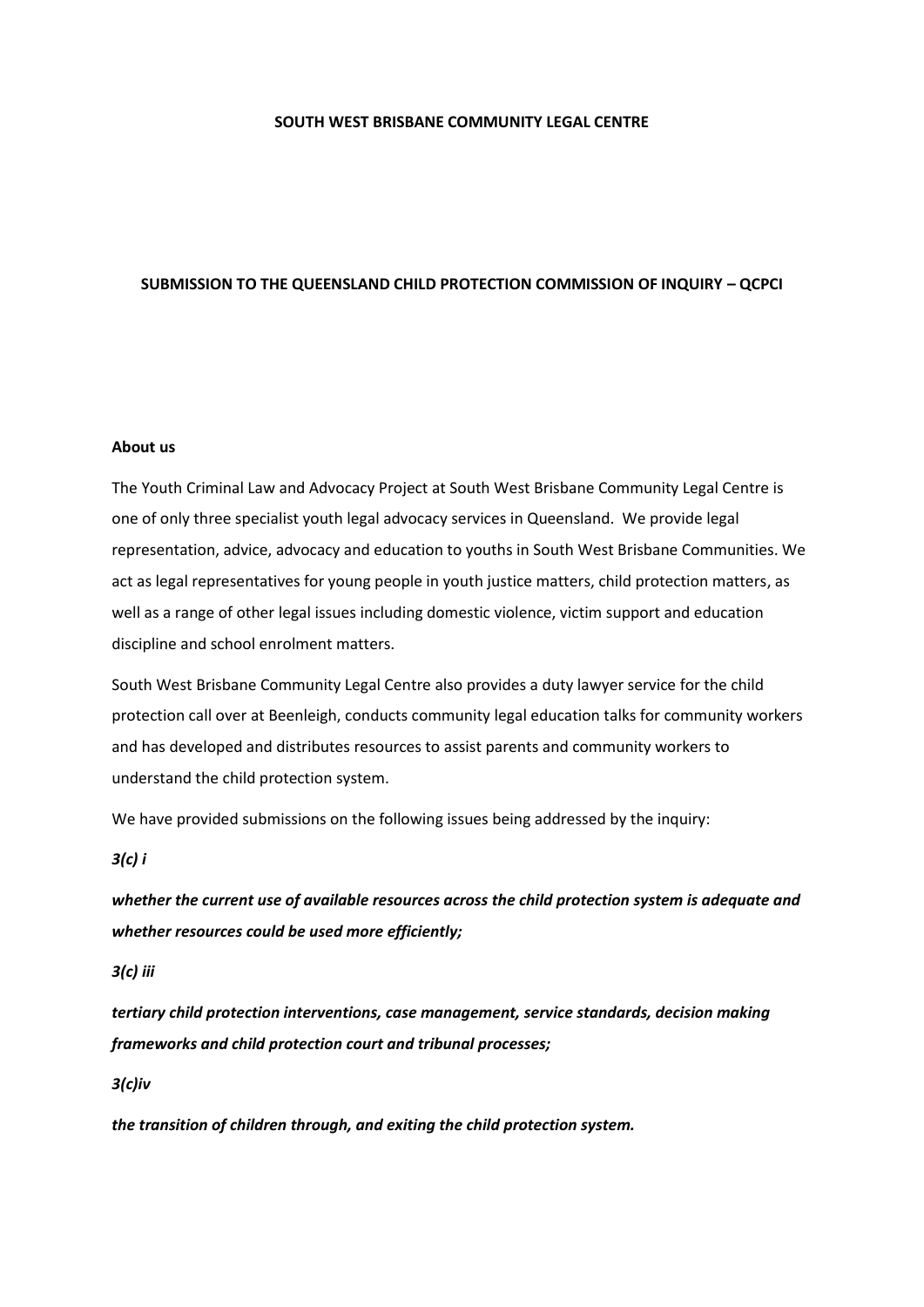**SOUTH WEST BRISBANE COMMUNITY LEGAL CENTRE**

# SUBMISSION TO THE QUEENSLAND CHILD PROTECTION COMMISSION OF INQUIRY – QCPCI

## About us

The Youth Criminal Law and Advocacy Project at South West Brisbane Community Legal Centre is one of only three specialist youth legal advocacy services in Queensland. We provide legal representation, advice, advocacy and education to youths in South West Brisbane Communities. We act as legal representatives for young people in youth justice matters, child protection matters, as well as a range of other legal issues including domestic violence, victim support and education discipline and school enrolment matters.

South West Brisbane Community Legal Centre also provides a duty lawyer service for the child protection call over at Beenleigh, conducts community legal education talks for community workers and has developed and distributes resources to assist parents and community workers to understand the child protection system.

We have provided submissions on the following issues being addressed by the inquiry:

***3(c) i***

***whether the current use of available resources across the child protection system is adequate and whether resources could be used more efficiently;***

***3(c) iii***

***tertiary child protection interventions, case management, service standards, decision making frameworks and child protection court and tribunal processes;***

***3(c)iv***

***the transition of children through, and exiting the child protection system.***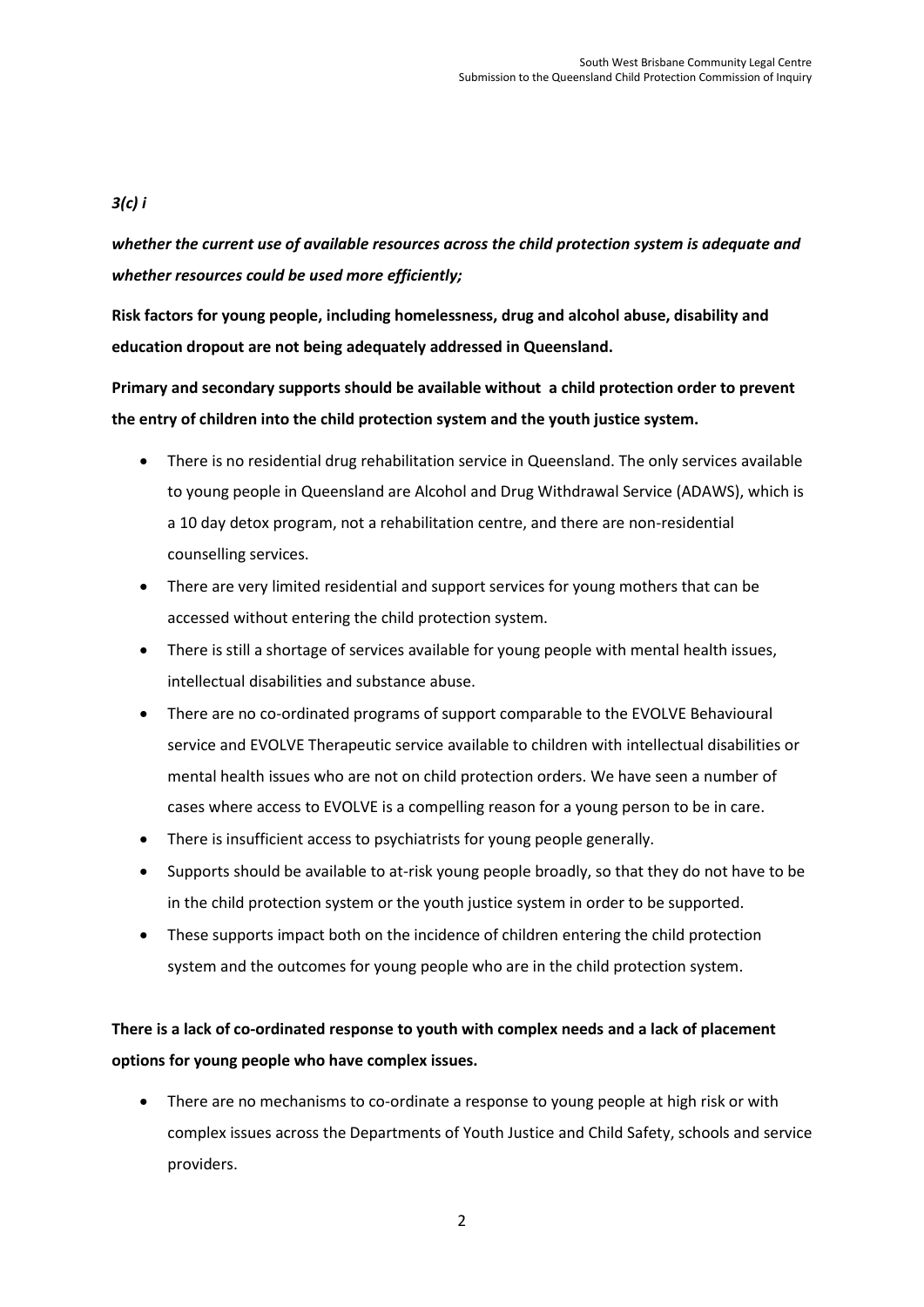***3(c) i***

***whether the current use of available resources across the child protection system is adequate and whether resources could be used more efficiently;***

**Risk factors for young people, including homelessness, drug and alcohol abuse, disability and education dropout are not being adequately addressed in Queensland.**

**Primary and secondary supports should be available without a child protection order to prevent the entry of children into the child protection system and the youth justice system.**

- There is no residential drug rehabilitation service in Queensland. The only services available to young people in Queensland are Alcohol and Drug Withdrawal Service (ADAWS), which is a 10 day detox program, not a rehabilitation centre, and there are non-residential counselling services.
- There are very limited residential and support services for young mothers that can be accessed without entering the child protection system.
- There is still a shortage of services available for young people with mental health issues, intellectual disabilities and substance abuse.
- There are no co-ordinated programs of support comparable to the EVOLVE Behavioural service and EVOLVE Therapeutic service available to children with intellectual disabilities or mental health issues who are not on child protection orders. We have seen a number of cases where access to EVOLVE is a compelling reason for a young person to be in care.
- There is insufficient access to psychiatrists for young people generally.
- Supports should be available to at-risk young people broadly, so that they do not have to be in the child protection system or the youth justice system in order to be supported.
- These supports impact both on the incidence of children entering the child protection system and the outcomes for young people who are in the child protection system.

**There is a lack of co-ordinated response to youth with complex needs and a lack of placement options for young people who have complex issues.**

- There are no mechanisms to co-ordinate a response to young people at high risk or with complex issues across the Departments of Youth Justice and Child Safety, schools and service providers.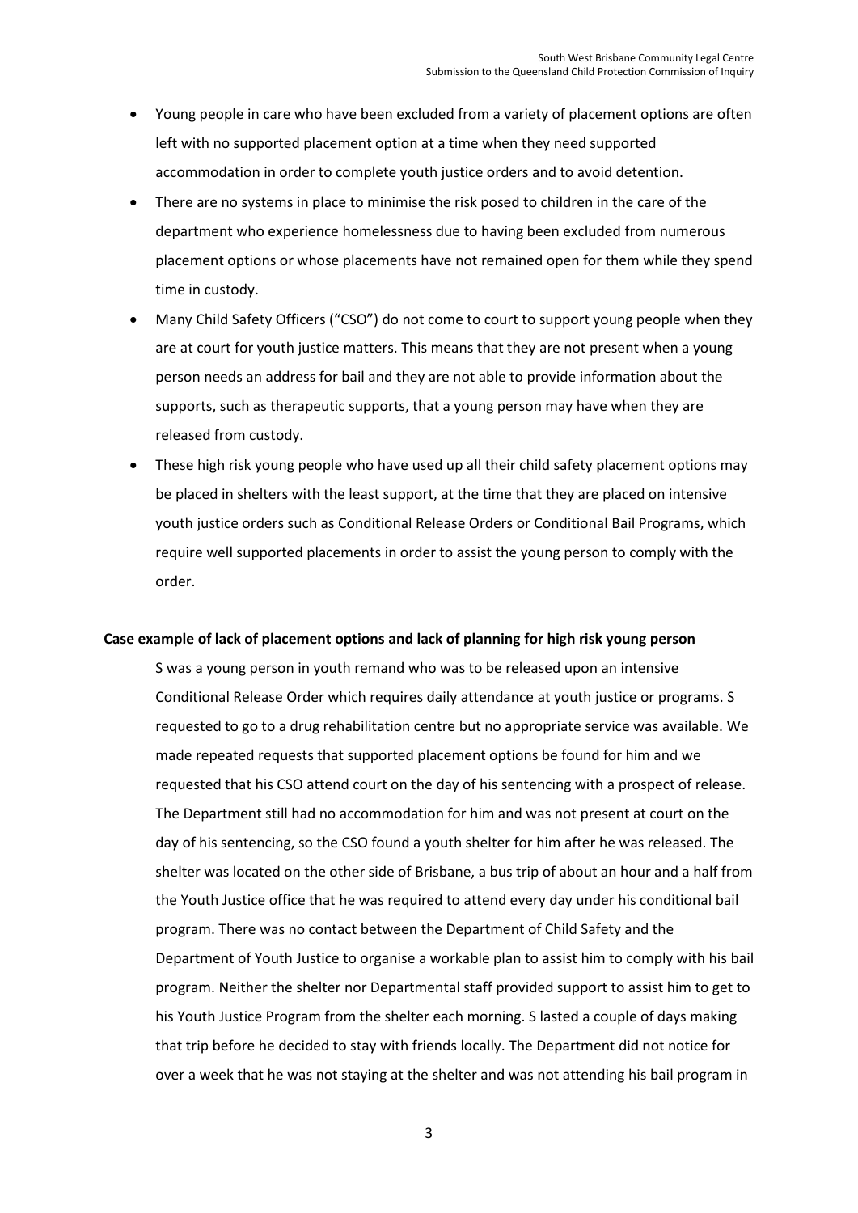- Young people in care who have been excluded from a variety of placement options are often left with no supported placement option at a time when they need supported accommodation in order to complete youth justice orders and to avoid detention.
- There are no systems in place to minimise the risk posed to children in the care of the department who experience homelessness due to having been excluded from numerous placement options or whose placements have not remained open for them while they spend time in custody.
- Many Child Safety Officers ("CSO") do not come to court to support young people when they are at court for youth justice matters. This means that they are not present when a young person needs an address for bail and they are not able to provide information about the supports, such as therapeutic supports, that a young person may have when they are released from custody.
- These high risk young people who have used up all their child safety placement options may be placed in shelters with the least support, at the time that they are placed on intensive youth justice orders such as Conditional Release Orders or Conditional Bail Programs, which require well supported placements in order to assist the young person to comply with the order.

**Case example of lack of placement options and lack of planning for high risk young person**

S was a young person in youth remand who was to be released upon an intensive Conditional Release Order which requires daily attendance at youth justice or programs. S requested to go to a drug rehabilitation centre but no appropriate service was available. We made repeated requests that supported placement options be found for him and we requested that his CSO attend court on the day of his sentencing with a prospect of release. The Department still had no accommodation for him and was not present at court on the day of his sentencing, so the CSO found a youth shelter for him after he was released. The shelter was located on the other side of Brisbane, a bus trip of about an hour and a half from the Youth Justice office that he was required to attend every day under his conditional bail program. There was no contact between the Department of Child Safety and the Department of Youth Justice to organise a workable plan to assist him to comply with his bail program. Neither the shelter nor Departmental staff provided support to assist him to get to his Youth Justice Program from the shelter each morning. S lasted a couple of days making that trip before he decided to stay with friends locally. The Department did not notice for over a week that he was not staying at the shelter and was not attending his bail program in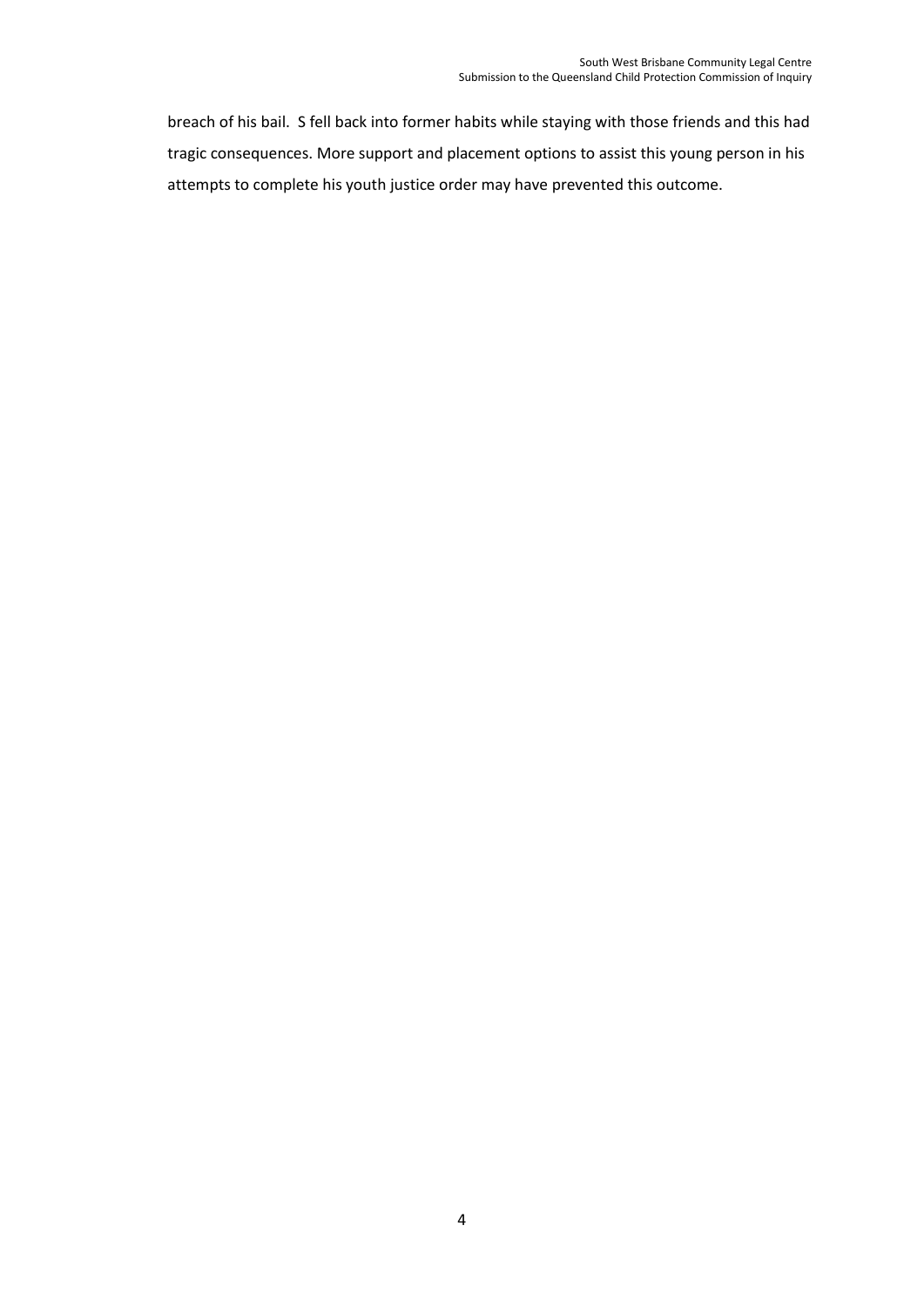breach of his bail. S fell back into former habits while staying with those friends and this had tragic consequences. More support and placement options to assist this young person in his attempts to complete his youth justice order may have prevented this outcome.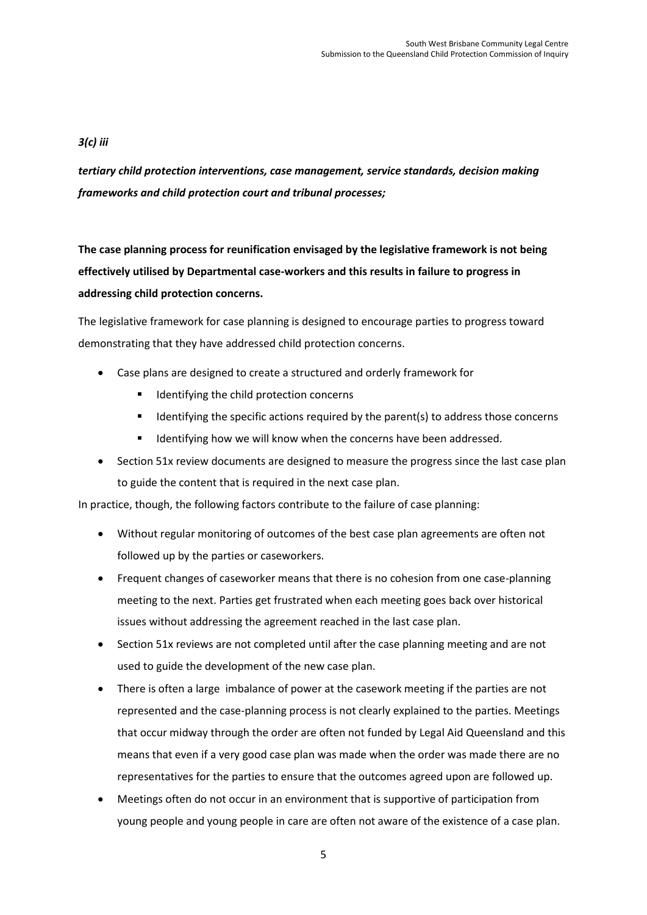*3(c) iii*

***tertiary child protection interventions, case management, service standards, decision making frameworks and child protection court and tribunal processes;***

**The case planning process for reunification envisaged by the legislative framework is not being effectively utilised by Departmental case-workers and this results in failure to progress in addressing child protection concerns.**

The legislative framework for case planning is designed to encourage parties to progress toward demonstrating that they have addressed child protection concerns.

- Case plans are designed to create a structured and orderly framework for
  - Identifying the child protection concerns
  - Identifying the specific actions required by the parent(s) to address those concerns
  - Identifying how we will know when the concerns have been addressed.
- Section 51x review documents are designed to measure the progress since the last case plan to guide the content that is required in the next case plan.

In practice, though, the following factors contribute to the failure of case planning:

- Without regular monitoring of outcomes of the best case plan agreements are often not followed up by the parties or caseworkers.
- Frequent changes of caseworker means that there is no cohesion from one case-planning meeting to the next. Parties get frustrated when each meeting goes back over historical issues without addressing the agreement reached in the last case plan.
- Section 51x reviews are not completed until after the case planning meeting and are not used to guide the development of the new case plan.
- There is often a large imbalance of power at the casework meeting if the parties are not represented and the case-planning process is not clearly explained to the parties. Meetings that occur midway through the order are often not funded by Legal Aid Queensland and this means that even if a very good case plan was made when the order was made there are no representatives for the parties to ensure that the outcomes agreed upon are followed up.
- Meetings often do not occur in an environment that is supportive of participation from young people and young people in care are often not aware of the existence of a case plan.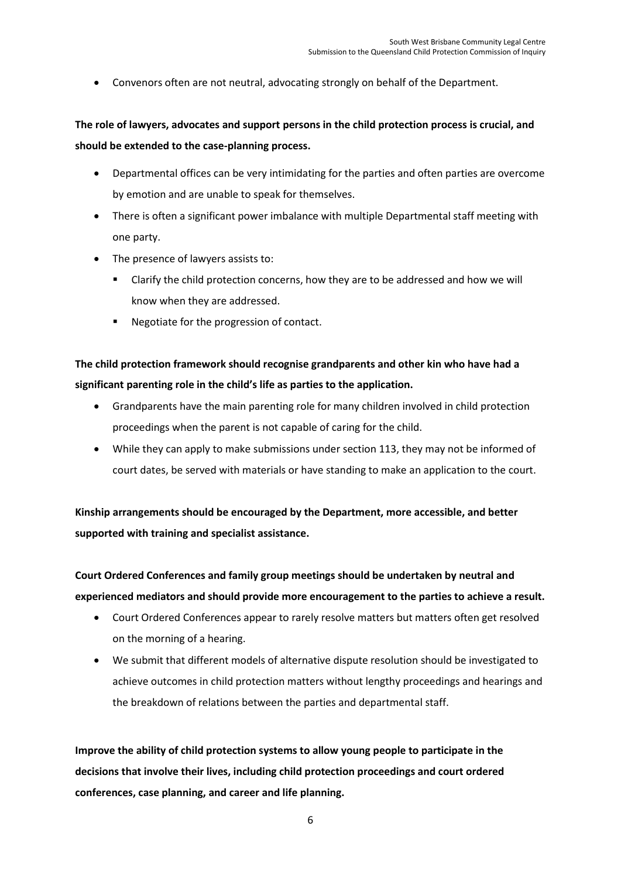- Convenors often are not neutral, advocating strongly on behalf of the Department.

**The role of lawyers, advocates and support persons in the child protection process is crucial, and should be extended to the case-planning process.**

- Departmental offices can be very intimidating for the parties and often parties are overcome by emotion and are unable to speak for themselves.
- There is often a significant power imbalance with multiple Departmental staff meeting with one party.
- The presence of lawyers assists to:
  - Clarify the child protection concerns, how they are to be addressed and how we will know when they are addressed.
  - Negotiate for the progression of contact.

**The child protection framework should recognise grandparents and other kin who have had a significant parenting role in the child's life as parties to the application.**

- Grandparents have the main parenting role for many children involved in child protection proceedings when the parent is not capable of caring for the child.
- While they can apply to make submissions under section 113, they may not be informed of court dates, be served with materials or have standing to make an application to the court.

**Kinship arrangements should be encouraged by the Department, more accessible, and better supported with training and specialist assistance.**

**Court Ordered Conferences and family group meetings should be undertaken by neutral and experienced mediators and should provide more encouragement to the parties to achieve a result.**

- Court Ordered Conferences appear to rarely resolve matters but matters often get resolved on the morning of a hearing.
- We submit that different models of alternative dispute resolution should be investigated to achieve outcomes in child protection matters without lengthy proceedings and hearings and the breakdown of relations between the parties and departmental staff.

**Improve the ability of child protection systems to allow young people to participate in the decisions that involve their lives, including child protection proceedings and court ordered conferences, case planning, and career and life planning.**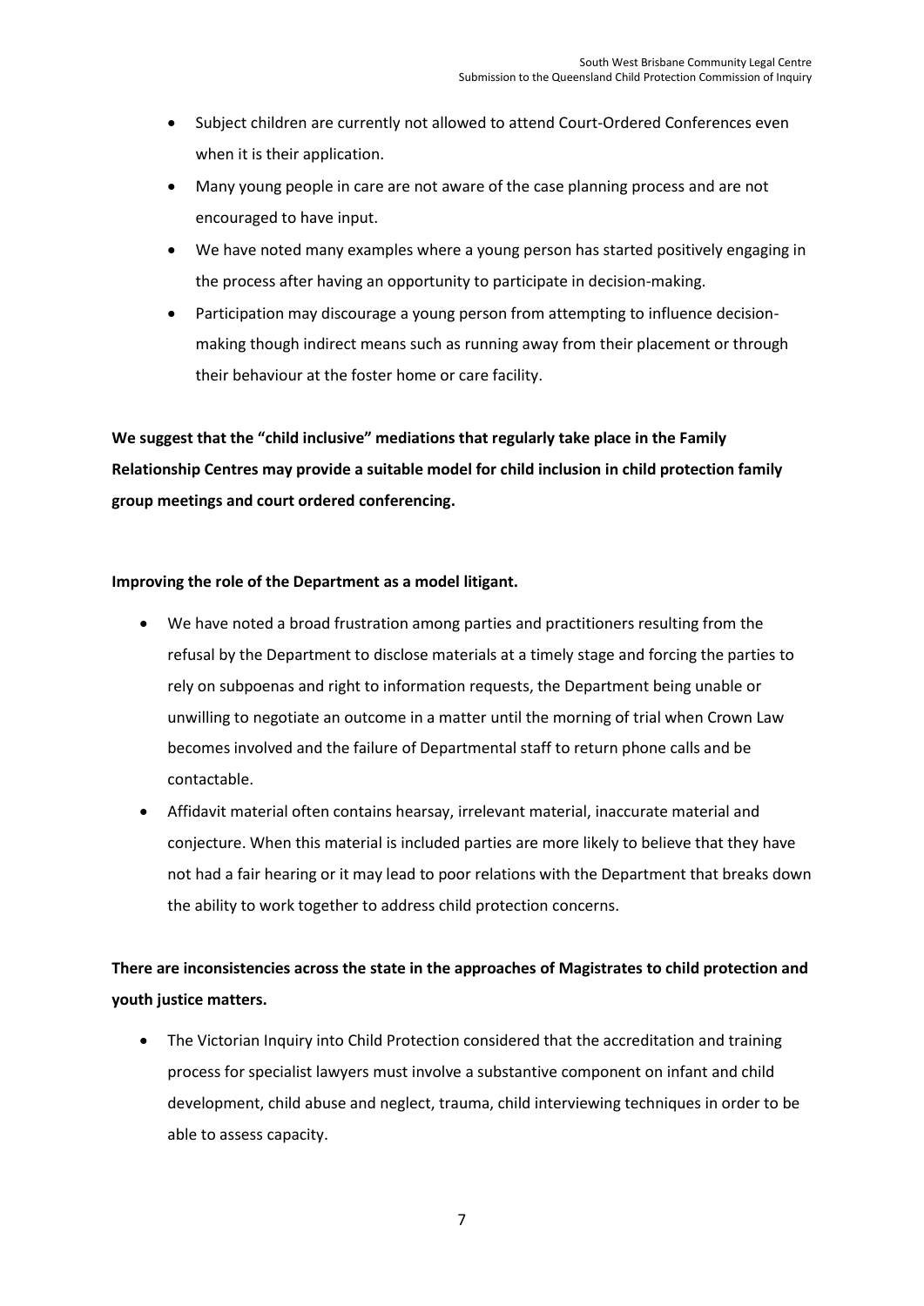- Subject children are currently not allowed to attend Court-Ordered Conferences even when it is their application.
- Many young people in care are not aware of the case planning process and are not encouraged to have input.
- We have noted many examples where a young person has started positively engaging in the process after having an opportunity to participate in decision-making.
- Participation may discourage a young person from attempting to influence decision-making though indirect means such as running away from their placement or through their behaviour at the foster home or care facility.

**We suggest that the "child inclusive" mediations that regularly take place in the Family Relationship Centres may provide a suitable model for child inclusion in child protection family group meetings and court ordered conferencing.**

**Improving the role of the Department as a model litigant.**

- We have noted a broad frustration among parties and practitioners resulting from the refusal by the Department to disclose materials at a timely stage and forcing the parties to rely on subpoenas and right to information requests, the Department being unable or unwilling to negotiate an outcome in a matter until the morning of trial when Crown Law becomes involved and the failure of Departmental staff to return phone calls and be contactable.
- Affidavit material often contains hearsay, irrelevant material, inaccurate material and conjecture. When this material is included parties are more likely to believe that they have not had a fair hearing or it may lead to poor relations with the Department that breaks down the ability to work together to address child protection concerns.

**There are inconsistencies across the state in the approaches of Magistrates to child protection and youth justice matters.**

- The Victorian Inquiry into Child Protection considered that the accreditation and training process for specialist lawyers must involve a substantive component on infant and child development, child abuse and neglect, trauma, child interviewing techniques in order to be able to assess capacity.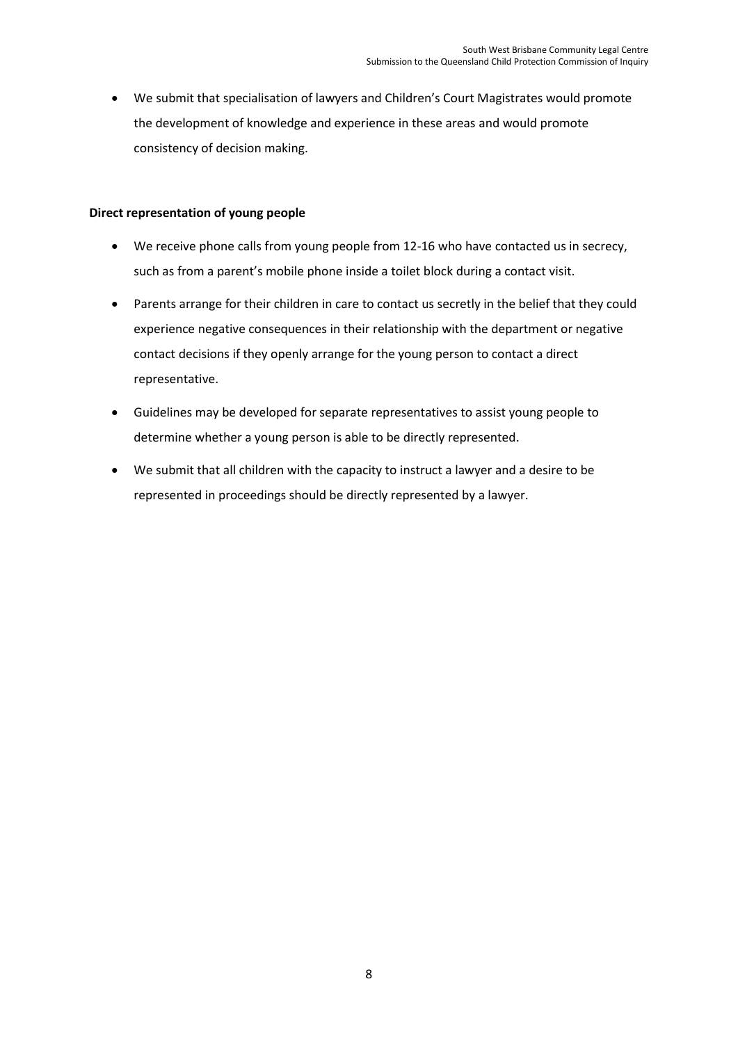- We submit that specialisation of lawyers and Children's Court Magistrates would promote the development of knowledge and experience in these areas and would promote consistency of decision making.

**Direct representation of young people**

- We receive phone calls from young people from 12-16 who have contacted us in secrecy, such as from a parent's mobile phone inside a toilet block during a contact visit.
- Parents arrange for their children in care to contact us secretly in the belief that they could experience negative consequences in their relationship with the department or negative contact decisions if they openly arrange for the young person to contact a direct representative.
- Guidelines may be developed for separate representatives to assist young people to determine whether a young person is able to be directly represented.
- We submit that all children with the capacity to instruct a lawyer and a desire to be represented in proceedings should be directly represented by a lawyer.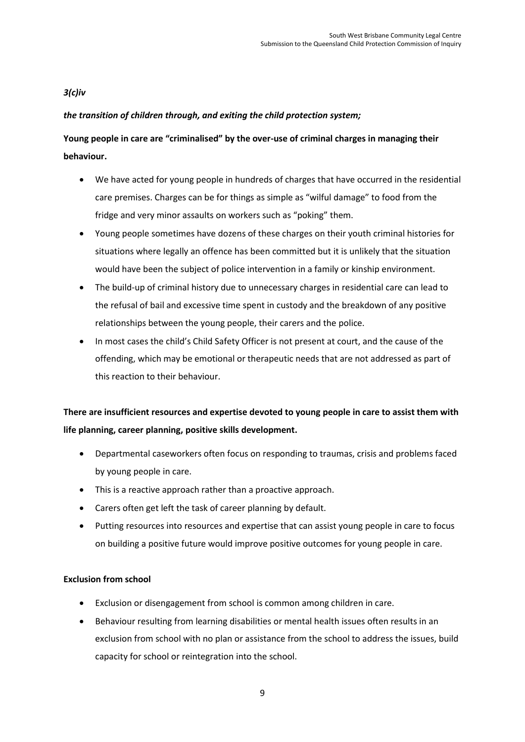***3(c)iv***

***the transition of children through, and exiting the child protection system;***

**Young people in care are "criminalised" by the over-use of criminal charges in managing their behaviour.**

- We have acted for young people in hundreds of charges that have occurred in the residential care premises. Charges can be for things as simple as "wilful damage" to food from the fridge and very minor assaults on workers such as "poking" them.
- Young people sometimes have dozens of these charges on their youth criminal histories for situations where legally an offence has been committed but it is unlikely that the situation would have been the subject of police intervention in a family or kinship environment.
- The build-up of criminal history due to unnecessary charges in residential care can lead to the refusal of bail and excessive time spent in custody and the breakdown of any positive relationships between the young people, their carers and the police.
- In most cases the child's Child Safety Officer is not present at court, and the cause of the offending, which may be emotional or therapeutic needs that are not addressed as part of this reaction to their behaviour.

**There are insufficient resources and expertise devoted to young people in care to assist them with life planning, career planning, positive skills development.**

- Departmental caseworkers often focus on responding to traumas, crisis and problems faced by young people in care.
- This is a reactive approach rather than a proactive approach.
- Carers often get left the task of career planning by default.
- Putting resources into resources and expertise that can assist young people in care to focus on building a positive future would improve positive outcomes for young people in care.

**Exclusion from school**

- Exclusion or disengagement from school is common among children in care.
- Behaviour resulting from learning disabilities or mental health issues often results in an exclusion from school with no plan or assistance from the school to address the issues, build capacity for school or reintegration into the school.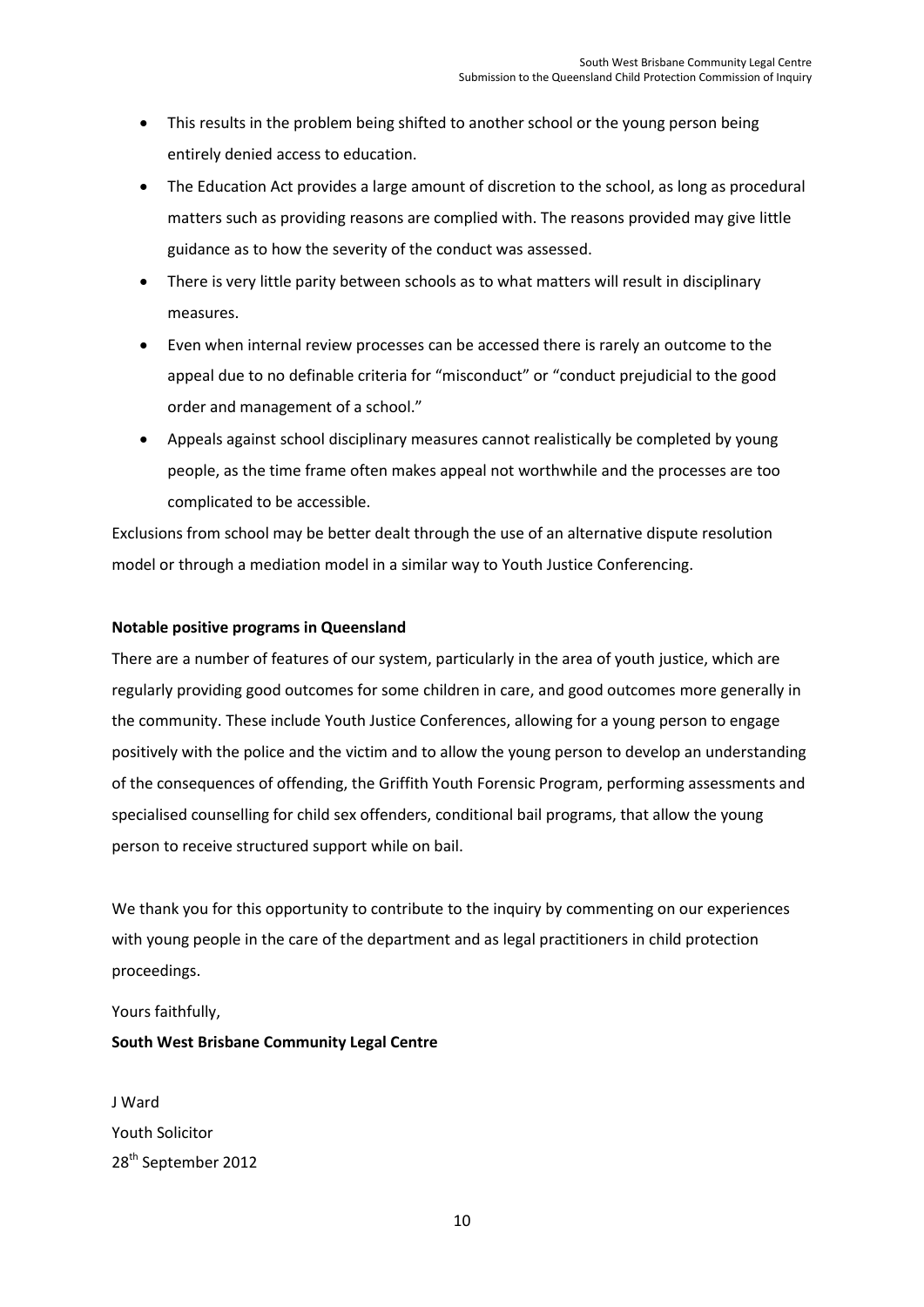- This results in the problem being shifted to another school or the young person being entirely denied access to education.
- The Education Act provides a large amount of discretion to the school, as long as procedural matters such as providing reasons are complied with. The reasons provided may give little guidance as to how the severity of the conduct was assessed.
- There is very little parity between schools as to what matters will result in disciplinary measures.
- Even when internal review processes can be accessed there is rarely an outcome to the appeal due to no definable criteria for "misconduct" or "conduct prejudicial to the good order and management of a school."
- Appeals against school disciplinary measures cannot realistically be completed by young people, as the time frame often makes appeal not worthwhile and the processes are too complicated to be accessible.

Exclusions from school may be better dealt through the use of an alternative dispute resolution model or through a mediation model in a similar way to Youth Justice Conferencing.

**Notable positive programs in Queensland**

There are a number of features of our system, particularly in the area of youth justice, which are regularly providing good outcomes for some children in care, and good outcomes more generally in the community. These include Youth Justice Conferences, allowing for a young person to engage positively with the police and the victim and to allow the young person to develop an understanding of the consequences of offending, the Griffith Youth Forensic Program, performing assessments and specialised counselling for child sex offenders, conditional bail programs, that allow the young person to receive structured support while on bail.

We thank you for this opportunity to contribute to the inquiry by commenting on our experiences with young people in the care of the department and as legal practitioners in child protection proceedings.

Yours faithfully,

**South West Brisbane Community Legal Centre**

J Ward
Youth Solicitor
28th September 2012